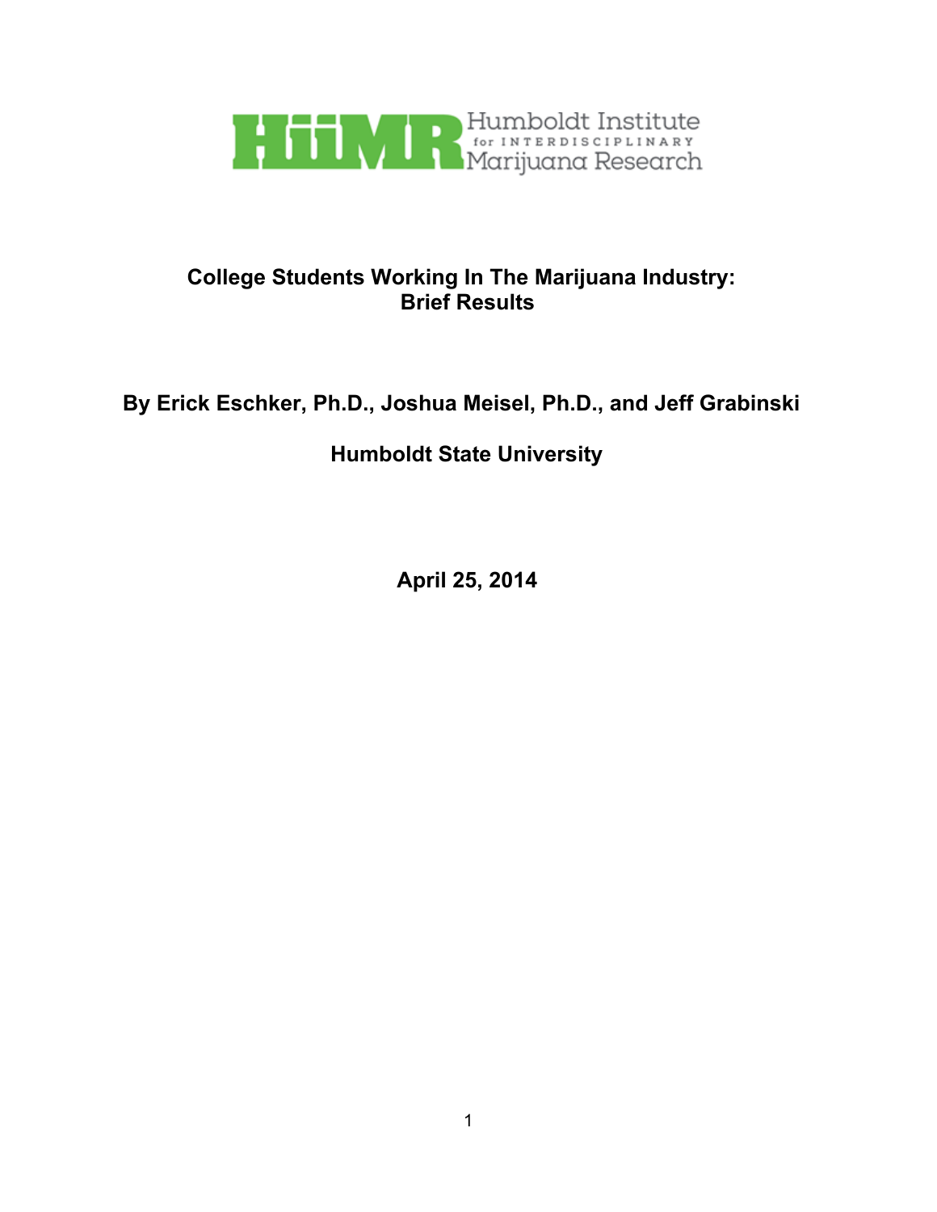HiiMR Humboldt Institute for INTERDISCIPLINARY Marijuana Research

# College Students Working In The Marijuana Industry: Brief Results

**By Erick Eschker, Ph.D., Joshua Meisel, Ph.D., and Jeff Grabinski**

**Humboldt State University**

**April 25, 2014**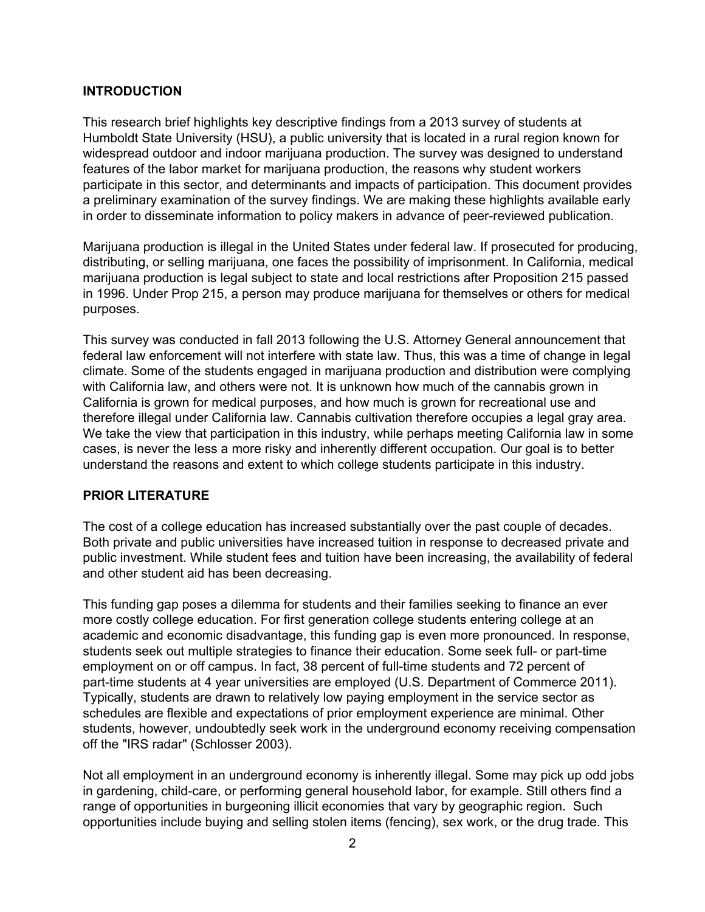## INTRODUCTION

This research brief highlights key descriptive findings from a 2013 survey of students at Humboldt State University (HSU), a public university that is located in a rural region known for widespread outdoor and indoor marijuana production. The survey was designed to understand features of the labor market for marijuana production, the reasons why student workers participate in this sector, and determinants and impacts of participation. This document provides a preliminary examination of the survey findings. We are making these highlights available early in order to disseminate information to policy makers in advance of peer-reviewed publication.

Marijuana production is illegal in the United States under federal law. If prosecuted for producing, distributing, or selling marijuana, one faces the possibility of imprisonment. In California, medical marijuana production is legal subject to state and local restrictions after Proposition 215 passed in 1996. Under Prop 215, a person may produce marijuana for themselves or others for medical purposes.

This survey was conducted in fall 2013 following the U.S. Attorney General announcement that federal law enforcement will not interfere with state law. Thus, this was a time of change in legal climate. Some of the students engaged in marijuana production and distribution were complying with California law, and others were not. It is unknown how much of the cannabis grown in California is grown for medical purposes, and how much is grown for recreational use and therefore illegal under California law. Cannabis cultivation therefore occupies a legal gray area. We take the view that participation in this industry, while perhaps meeting California law in some cases, is never the less a more risky and inherently different occupation. Our goal is to better understand the reasons and extent to which college students participate in this industry.

## PRIOR LITERATURE

The cost of a college education has increased substantially over the past couple of decades. Both private and public universities have increased tuition in response to decreased private and public investment. While student fees and tuition have been increasing, the availability of federal and other student aid has been decreasing.

This funding gap poses a dilemma for students and their families seeking to finance an ever more costly college education. For first generation college students entering college at an academic and economic disadvantage, this funding gap is even more pronounced. In response, students seek out multiple strategies to finance their education. Some seek full- or part-time employment on or off campus. In fact, 38 percent of full-time students and 72 percent of part-time students at 4 year universities are employed (U.S. Department of Commerce 2011). Typically, students are drawn to relatively low paying employment in the service sector as schedules are flexible and expectations of prior employment experience are minimal. Other students, however, undoubtedly seek work in the underground economy receiving compensation off the "IRS radar" (Schlosser 2003).

Not all employment in an underground economy is inherently illegal. Some may pick up odd jobs in gardening, child-care, or performing general household labor, for example. Still others find a range of opportunities in burgeoning illicit economies that vary by geographic region. Such opportunities include buying and selling stolen items (fencing), sex work, or the drug trade. This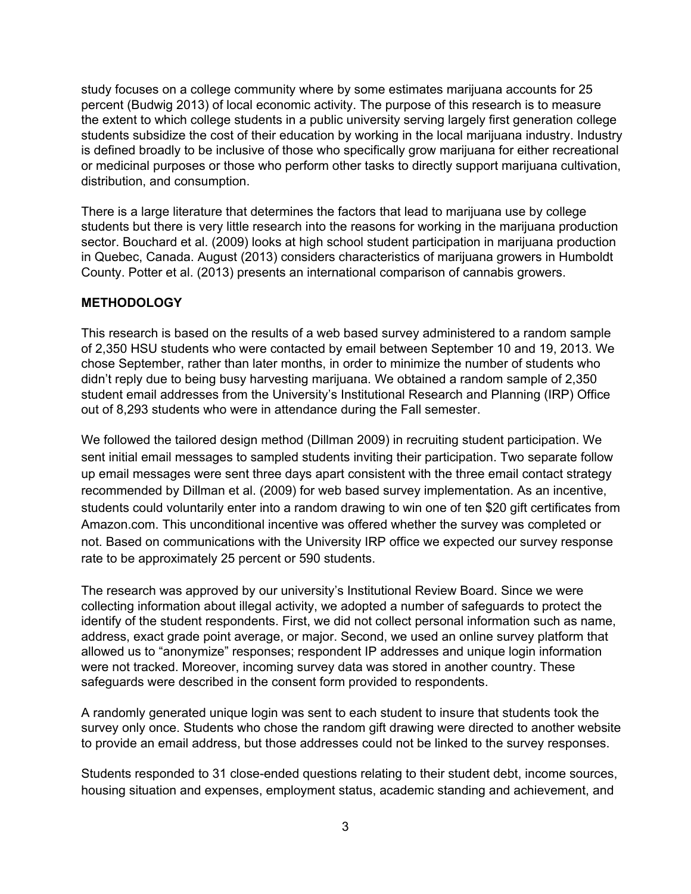study focuses on a college community where by some estimates marijuana accounts for 25 percent (Budwig 2013) of local economic activity. The purpose of this research is to measure the extent to which college students in a public university serving largely first generation college students subsidize the cost of their education by working in the local marijuana industry. Industry is defined broadly to be inclusive of those who specifically grow marijuana for either recreational or medicinal purposes or those who perform other tasks to directly support marijuana cultivation, distribution, and consumption.

There is a large literature that determines the factors that lead to marijuana use by college students but there is very little research into the reasons for working in the marijuana production sector. Bouchard et al. (2009) looks at high school student participation in marijuana production in Quebec, Canada. August (2013) considers characteristics of marijuana growers in Humboldt County. Potter et al. (2013) presents an international comparison of cannabis growers.

## METHODOLOGY

This research is based on the results of a web based survey administered to a random sample of 2,350 HSU students who were contacted by email between September 10 and 19, 2013. We chose September, rather than later months, in order to minimize the number of students who didn't reply due to being busy harvesting marijuana. We obtained a random sample of 2,350 student email addresses from the University's Institutional Research and Planning (IRP) Office out of 8,293 students who were in attendance during the Fall semester.

We followed the tailored design method (Dillman 2009) in recruiting student participation. We sent initial email messages to sampled students inviting their participation. Two separate follow up email messages were sent three days apart consistent with the three email contact strategy recommended by Dillman et al. (2009) for web based survey implementation. As an incentive, students could voluntarily enter into a random drawing to win one of ten $20 gift certificates from Amazon.com. This unconditional incentive was offered whether the survey was completed or not. Based on communications with the University IRP office we expected our survey response rate to be approximately 25 percent or 590 students.

The research was approved by our university's Institutional Review Board. Since we were collecting information about illegal activity, we adopted a number of safeguards to protect the identify of the student respondents. First, we did not collect personal information such as name, address, exact grade point average, or major. Second, we used an online survey platform that allowed us to "anonymize" responses; respondent IP addresses and unique login information were not tracked. Moreover, incoming survey data was stored in another country. These safeguards were described in the consent form provided to respondents.

A randomly generated unique login was sent to each student to insure that students took the survey only once. Students who chose the random gift drawing were directed to another website to provide an email address, but those addresses could not be linked to the survey responses.

Students responded to 31 close-ended questions relating to their student debt, income sources, housing situation and expenses, employment status, academic standing and achievement, and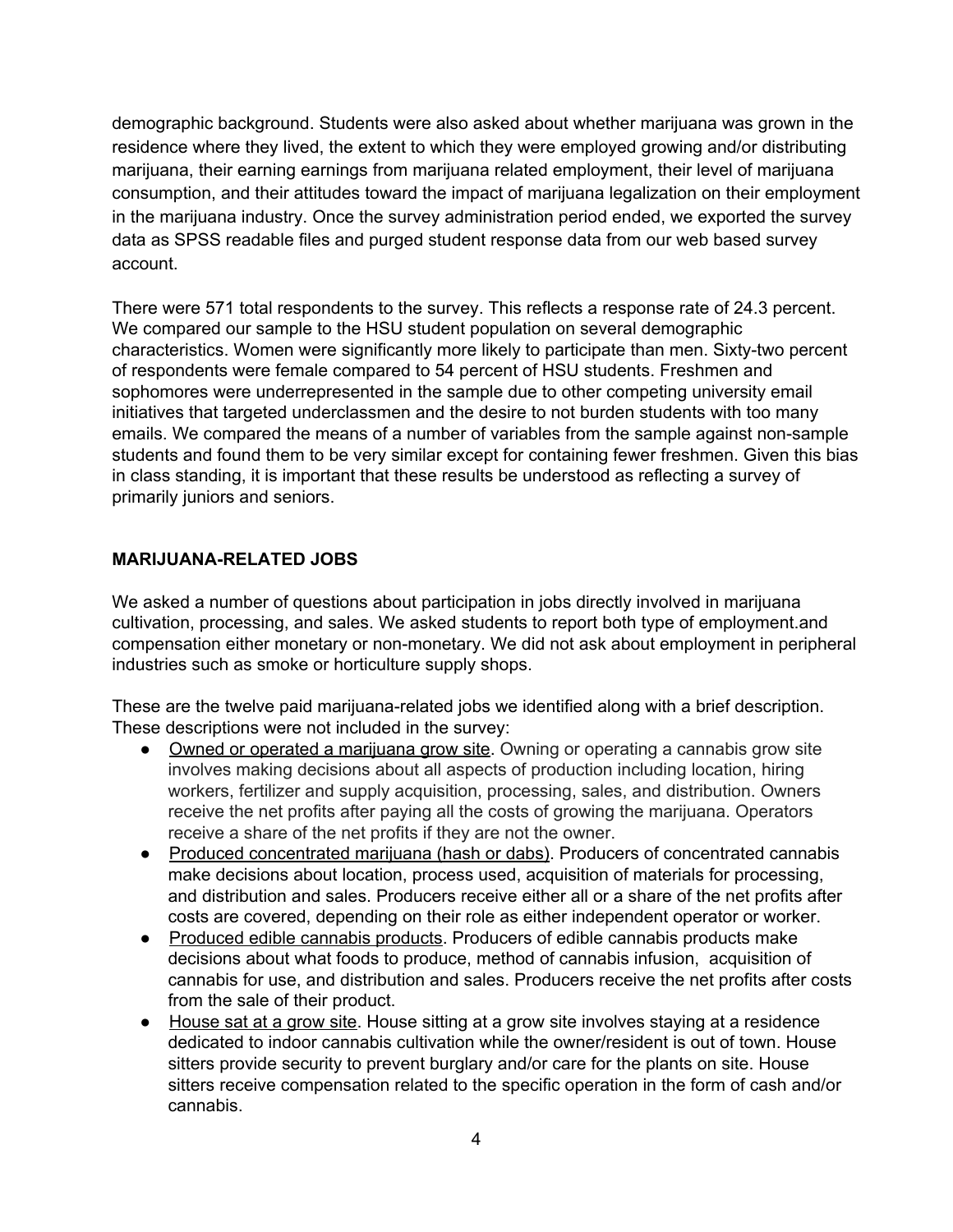demographic background. Students were also asked about whether marijuana was grown in the residence where they lived, the extent to which they were employed growing and/or distributing marijuana, their earning earnings from marijuana related employment, their level of marijuana consumption, and their attitudes toward the impact of marijuana legalization on their employment in the marijuana industry. Once the survey administration period ended, we exported the survey data as SPSS readable files and purged student response data from our web based survey account.

There were 571 total respondents to the survey. This reflects a response rate of 24.3 percent. We compared our sample to the HSU student population on several demographic characteristics. Women were significantly more likely to participate than men. Sixty-two percent of respondents were female compared to 54 percent of HSU students. Freshmen and sophomores were underrepresented in the sample due to other competing university email initiatives that targeted underclassmen and the desire to not burden students with too many emails. We compared the means of a number of variables from the sample against non-sample students and found them to be very similar except for containing fewer freshmen. Given this bias in class standing, it is important that these results be understood as reflecting a survey of primarily juniors and seniors.

## MARIJUANA-RELATED JOBS

We asked a number of questions about participation in jobs directly involved in marijuana cultivation, processing, and sales. We asked students to report both type of employment.and compensation either monetary or non-monetary. We did not ask about employment in peripheral industries such as smoke or horticulture supply shops.

These are the twelve paid marijuana-related jobs we identified along with a brief description. These descriptions were not included in the survey:

- <u>Owned or operated a marijuana grow site</u>. Owning or operating a cannabis grow site involves making decisions about all aspects of production including location, hiring workers, fertilizer and supply acquisition, processing, sales, and distribution. Owners receive the net profits after paying all the costs of growing the marijuana. Operators receive a share of the net profits if they are not the owner.
- <u>Produced concentrated marijuana (hash or dabs)</u>. Producers of concentrated cannabis make decisions about location, process used, acquisition of materials for processing, and distribution and sales. Producers receive either all or a share of the net profits after costs are covered, depending on their role as either independent operator or worker.
- <u>Produced edible cannabis products</u>. Producers of edible cannabis products make decisions about what foods to produce, method of cannabis infusion, acquisition of cannabis for use, and distribution and sales. Producers receive the net profits after costs from the sale of their product.
- <u>House sat at a grow site</u>. House sitting at a grow site involves staying at a residence dedicated to indoor cannabis cultivation while the owner/resident is out of town. House sitters provide security to prevent burglary and/or care for the plants on site. House sitters receive compensation related to the specific operation in the form of cash and/or cannabis.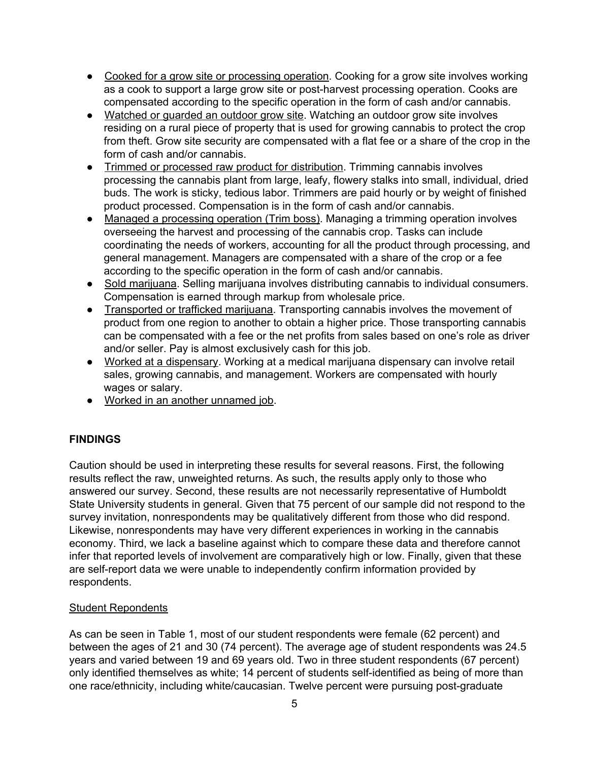- Cooked for a grow site or processing operation. Cooking for a grow site involves working as a cook to support a large grow site or post-harvest processing operation. Cooks are compensated according to the specific operation in the form of cash and/or cannabis.
- Watched or guarded an outdoor grow site. Watching an outdoor grow site involves residing on a rural piece of property that is used for growing cannabis to protect the crop from theft. Grow site security are compensated with a flat fee or a share of the crop in the form of cash and/or cannabis.
- Trimmed or processed raw product for distribution. Trimming cannabis involves processing the cannabis plant from large, leafy, flowery stalks into small, individual, dried buds. The work is sticky, tedious labor. Trimmers are paid hourly or by weight of finished product processed. Compensation is in the form of cash and/or cannabis.
- Managed a processing operation (Trim boss). Managing a trimming operation involves overseeing the harvest and processing of the cannabis crop. Tasks can include coordinating the needs of workers, accounting for all the product through processing, and general management. Managers are compensated with a share of the crop or a fee according to the specific operation in the form of cash and/or cannabis.
- Sold marijuana. Selling marijuana involves distributing cannabis to individual consumers. Compensation is earned through markup from wholesale price.
- Transported or trafficked marijuana. Transporting cannabis involves the movement of product from one region to another to obtain a higher price. Those transporting cannabis can be compensated with a fee or the net profits from sales based on one's role as driver and/or seller. Pay is almost exclusively cash for this job.
- Worked at a dispensary. Working at a medical marijuana dispensary can involve retail sales, growing cannabis, and management. Workers are compensated with hourly wages or salary.
- Worked in an another unnamed job.

## FINDINGS

Caution should be used in interpreting these results for several reasons. First, the following results reflect the raw, unweighted returns. As such, the results apply only to those who answered our survey. Second, these results are not necessarily representative of Humboldt State University students in general. Given that 75 percent of our sample did not respond to the survey invitation, nonrespondents may be qualitatively different from those who did respond. Likewise, nonrespondents may have very different experiences in working in the cannabis economy. Third, we lack a baseline against which to compare these data and therefore cannot infer that reported levels of involvement are comparatively high or low. Finally, given that these are self-report data we were unable to independently confirm information provided by respondents.

### Student Repondents

As can be seen in Table 1, most of our student respondents were female (62 percent) and between the ages of 21 and 30 (74 percent). The average age of student respondents was 24.5 years and varied between 19 and 69 years old. Two in three student respondents (67 percent) only identified themselves as white; 14 percent of students self-identified as being of more than one race/ethnicity, including white/caucasian. Twelve percent were pursuing post-graduate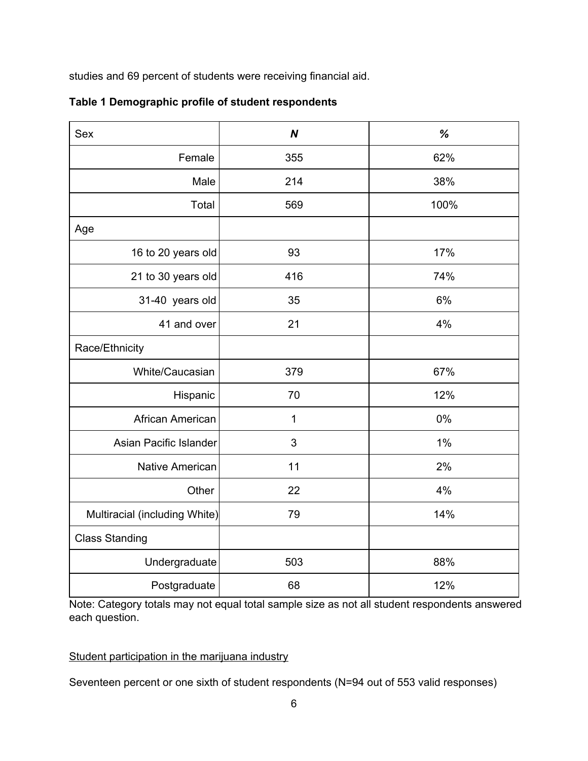studies and 69 percent of students were receiving financial aid.

**Table 1 Demographic profile of student respondents**

| Sex | ***N*** | ***%*** |
|---|---|---|
| Female | 355 | 62% |
| Male | 214 | 38% |
| Total | 569 | 100% |
| Age | | |
| 16 to 20 years old | 93 | 17% |
| 21 to 30 years old | 416 | 74% |
| 31-40 years old | 35 | 6% |
| 41 and over | 21 | 4% |
| Race/Ethnicity | | |
| White/Caucasian | 379 | 67% |
| Hispanic | 70 | 12% |
| African American | 1 | 0% |
| Asian Pacific Islander | 3 | 1% |
| Native American | 11 | 2% |
| Other | 22 | 4% |
| Multiracial (including White) | 79 | 14% |
| Class Standing | | |
| Undergraduate | 503 | 88% |
| Postgraduate | 68 | 12% |

Note: Category totals may not equal total sample size as not all student respondents answered each question.

Student participation in the marijuana industry

Seventeen percent or one sixth of student respondents (N=94 out of 553 valid responses)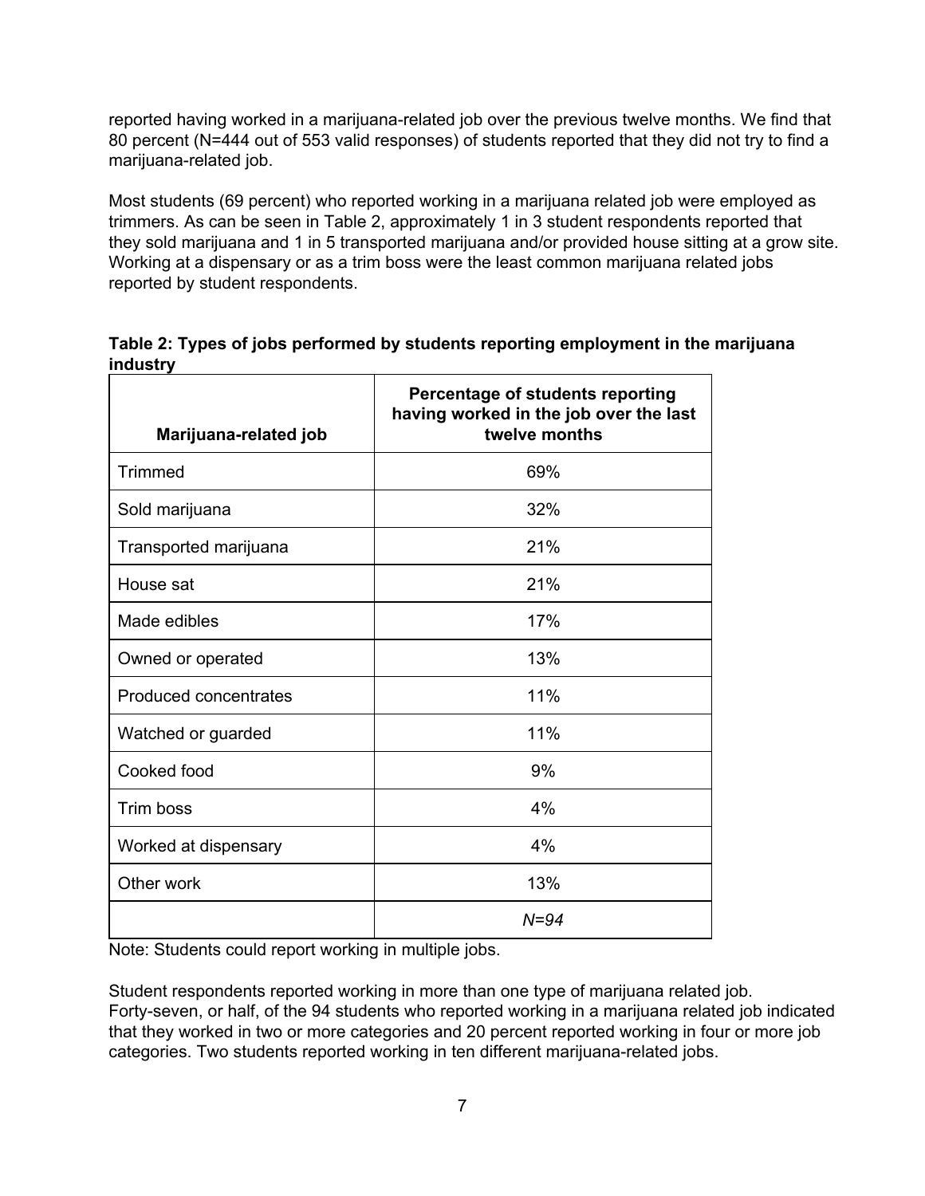reported having worked in a marijuana-related job over the previous twelve months. We find that 80 percent (N=444 out of 553 valid responses) of students reported that they did not try to find a marijuana-related job.

Most students (69 percent) who reported working in a marijuana related job were employed as trimmers. As can be seen in Table 2, approximately 1 in 3 student respondents reported that they sold marijuana and 1 in 5 transported marijuana and/or provided house sitting at a grow site. Working at a dispensary or as a trim boss were the least common marijuana related jobs reported by student respondents.

**Table 2: Types of jobs performed by students reporting employment in the marijuana industry**

| Marijuana-related job | Percentage of students reporting having worked in the job over the last twelve months |
|---|---|
| Trimmed | 69% |
| Sold marijuana | 32% |
| Transported marijuana | 21% |
| House sat | 21% |
| Made edibles | 17% |
| Owned or operated | 13% |
| Produced concentrates | 11% |
| Watched or guarded | 11% |
| Cooked food | 9% |
| Trim boss | 4% |
| Worked at dispensary | 4% |
| Other work | 13% |
| | *N=94* |

Note: Students could report working in multiple jobs.

Student respondents reported working in more than one type of marijuana related job. Forty-seven, or half, of the 94 students who reported working in a marijuana related job indicated that they worked in two or more categories and 20 percent reported working in four or more job categories. Two students reported working in ten different marijuana-related jobs.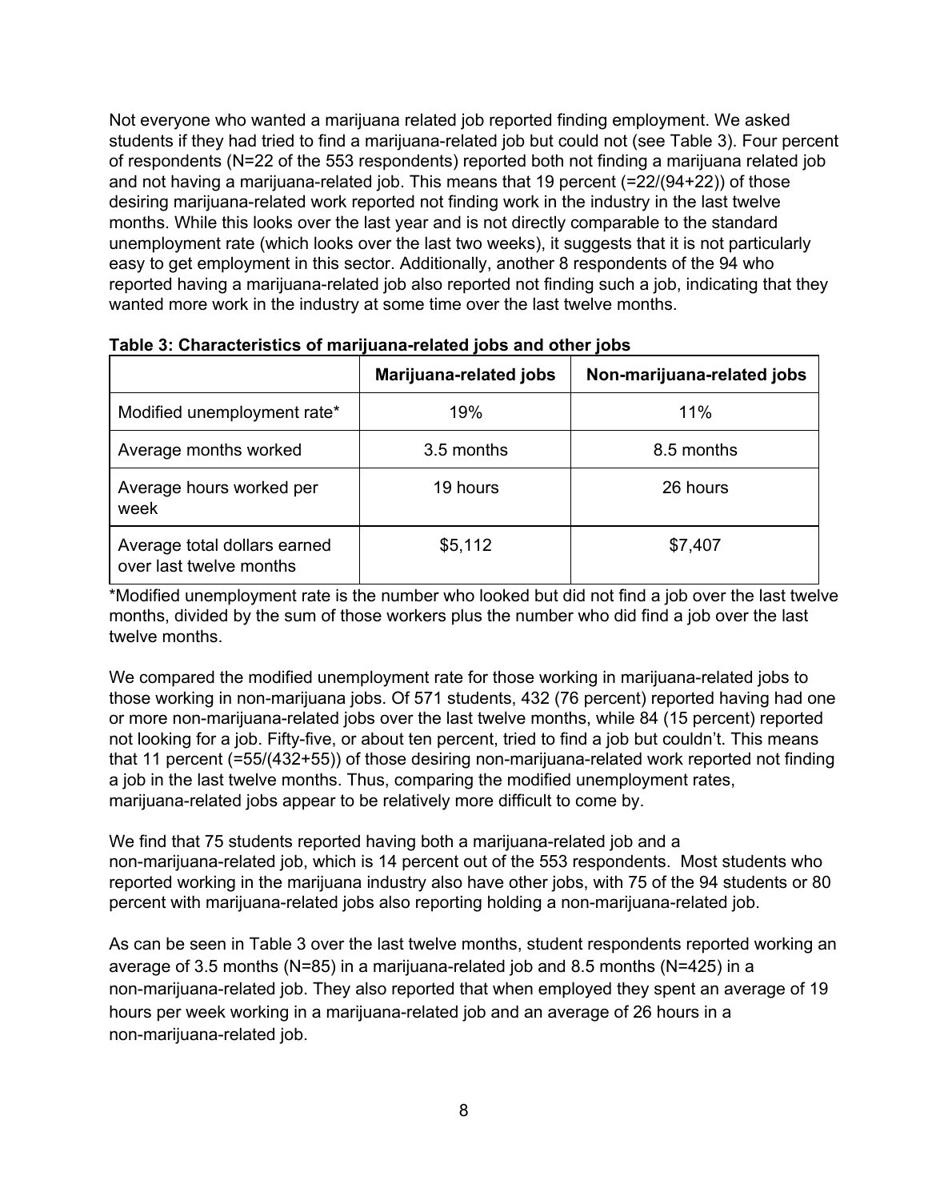Not everyone who wanted a marijuana related job reported finding employment. We asked students if they had tried to find a marijuana-related job but could not (see Table 3). Four percent of respondents (N=22 of the 553 respondents) reported both not finding a marijuana related job and not having a marijuana-related job. This means that 19 percent (=22/(94+22)) of those desiring marijuana-related work reported not finding work in the industry in the last twelve months. While this looks over the last year and is not directly comparable to the standard unemployment rate (which looks over the last two weeks), it suggests that it is not particularly easy to get employment in this sector. Additionally, another 8 respondents of the 94 who reported having a marijuana-related job also reported not finding such a job, indicating that they wanted more work in the industry at some time over the last twelve months.

**Table 3: Characteristics of marijuana-related jobs and other jobs**

| | Marijuana-related jobs | Non-marijuana-related jobs |
|---|---|---|
| Modified unemployment rate* | 19% | 11% |
| Average months worked | 3.5 months | 8.5 months |
| Average hours worked per week | 19 hours | 26 hours |
| Average total dollars earned over last twelve months | $5,112 | $7,407 |

*Modified unemployment rate is the number who looked but did not find a job over the last twelve months, divided by the sum of those workers plus the number who did find a job over the last twelve months.

We compared the modified unemployment rate for those working in marijuana-related jobs to those working in non-marijuana jobs. Of 571 students, 432 (76 percent) reported having had one or more non-marijuana-related jobs over the last twelve months, while 84 (15 percent) reported not looking for a job. Fifty-five, or about ten percent, tried to find a job but couldn't. This means that 11 percent (=55/(432+55)) of those desiring non-marijuana-related work reported not finding a job in the last twelve months. Thus, comparing the modified unemployment rates, marijuana-related jobs appear to be relatively more difficult to come by.

We find that 75 students reported having both a marijuana-related job and a non-marijuana-related job, which is 14 percent out of the 553 respondents. Most students who reported working in the marijuana industry also have other jobs, with 75 of the 94 students or 80 percent with marijuana-related jobs also reporting holding a non-marijuana-related job.

As can be seen in Table 3 over the last twelve months, student respondents reported working an average of 3.5 months (N=85) in a marijuana-related job and 8.5 months (N=425) in a non-marijuana-related job. They also reported that when employed they spent an average of 19 hours per week working in a marijuana-related job and an average of 26 hours in a non-marijuana-related job.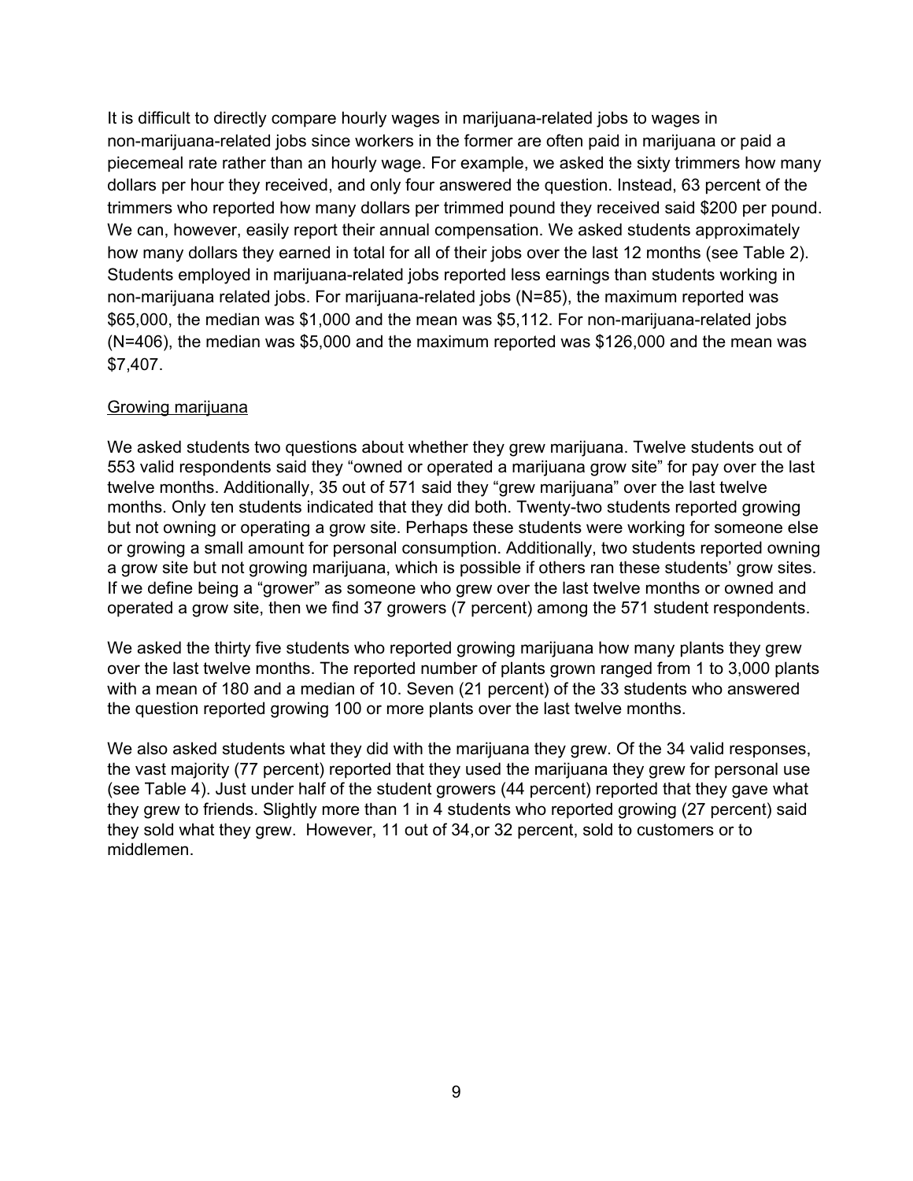It is difficult to directly compare hourly wages in marijuana-related jobs to wages in non-marijuana-related jobs since workers in the former are often paid in marijuana or paid a piecemeal rate rather than an hourly wage. For example, we asked the sixty trimmers how many dollars per hour they received, and only four answered the question. Instead, 63 percent of the trimmers who reported how many dollars per trimmed pound they received said $200 per pound. We can, however, easily report their annual compensation. We asked students approximately how many dollars they earned in total for all of their jobs over the last 12 months (see Table 2). Students employed in marijuana-related jobs reported less earnings than students working in non-marijuana related jobs. For marijuana-related jobs (N=85), the maximum reported was $65,000, the median was $1,000 and the mean was $5,112. For non-marijuana-related jobs (N=406), the median was $5,000 and the maximum reported was $126,000 and the mean was $7,407.

<u>Growing marijuana</u>

We asked students two questions about whether they grew marijuana. Twelve students out of 553 valid respondents said they "owned or operated a marijuana grow site" for pay over the last twelve months. Additionally, 35 out of 571 said they "grew marijuana" over the last twelve months. Only ten students indicated that they did both. Twenty-two students reported growing but not owning or operating a grow site. Perhaps these students were working for someone else or growing a small amount for personal consumption. Additionally, two students reported owning a grow site but not growing marijuana, which is possible if others ran these students' grow sites. If we define being a "grower" as someone who grew over the last twelve months or owned and operated a grow site, then we find 37 growers (7 percent) among the 571 student respondents.

We asked the thirty five students who reported growing marijuana how many plants they grew over the last twelve months. The reported number of plants grown ranged from 1 to 3,000 plants with a mean of 180 and a median of 10. Seven (21 percent) of the 33 students who answered the question reported growing 100 or more plants over the last twelve months.

We also asked students what they did with the marijuana they grew. Of the 34 valid responses, the vast majority (77 percent) reported that they used the marijuana they grew for personal use (see Table 4). Just under half of the student growers (44 percent) reported that they gave what they grew to friends. Slightly more than 1 in 4 students who reported growing (27 percent) said they sold what they grew. However, 11 out of 34,or 32 percent, sold to customers or to middlemen.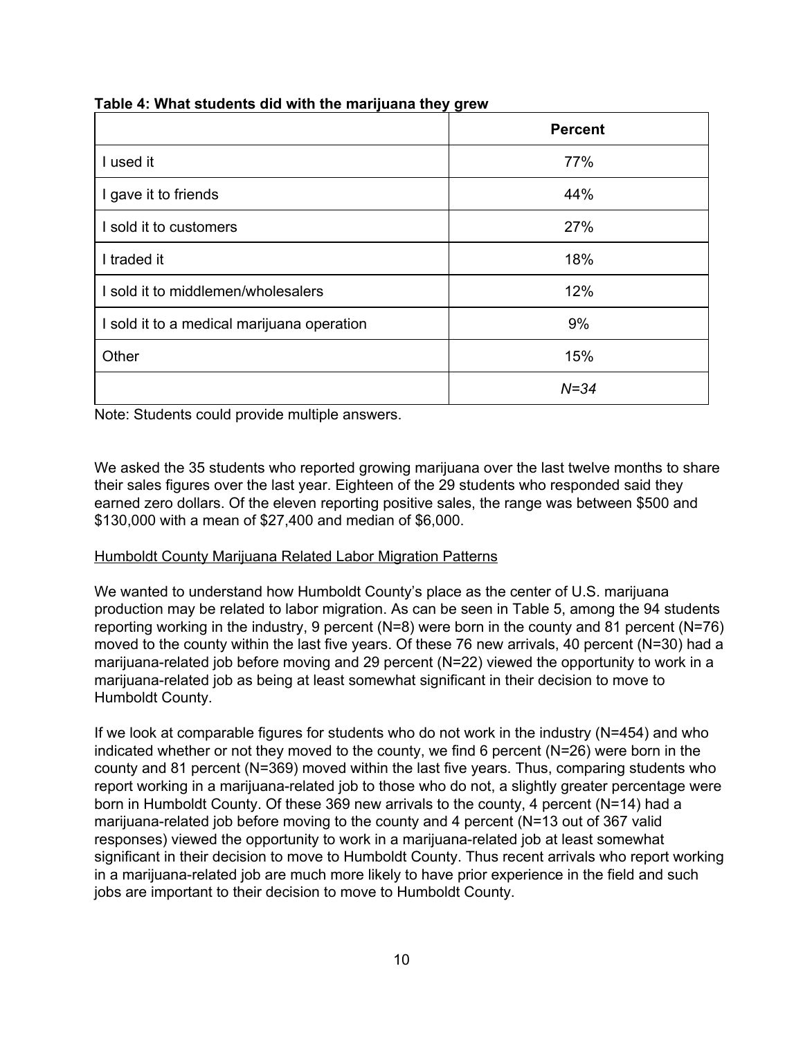**Table 4: What students did with the marijuana they grew**

| | Percent |
|---|---|
| I used it | 77% |
| I gave it to friends | 44% |
| I sold it to customers | 27% |
| I traded it | 18% |
| I sold it to middlemen/wholesalers | 12% |
| I sold it to a medical marijuana operation | 9% |
| Other | 15% |
| | *N=34* |

Note: Students could provide multiple answers.

We asked the 35 students who reported growing marijuana over the last twelve months to share their sales figures over the last year. Eighteen of the 29 students who responded said they earned zero dollars. Of the eleven reporting positive sales, the range was between $500 and $130,000 with a mean of $27,400 and median of $6,000.

Humboldt County Marijuana Related Labor Migration Patterns

We wanted to understand how Humboldt County's place as the center of U.S. marijuana production may be related to labor migration. As can be seen in Table 5, among the 94 students reporting working in the industry, 9 percent (N=8) were born in the county and 81 percent (N=76) moved to the county within the last five years. Of these 76 new arrivals, 40 percent (N=30) had a marijuana-related job before moving and 29 percent (N=22) viewed the opportunity to work in a marijuana-related job as being at least somewhat significant in their decision to move to Humboldt County.

If we look at comparable figures for students who do not work in the industry (N=454) and who indicated whether or not they moved to the county, we find 6 percent (N=26) were born in the county and 81 percent (N=369) moved within the last five years. Thus, comparing students who report working in a marijuana-related job to those who do not, a slightly greater percentage were born in Humboldt County. Of these 369 new arrivals to the county, 4 percent (N=14) had a marijuana-related job before moving to the county and 4 percent (N=13 out of 367 valid responses) viewed the opportunity to work in a marijuana-related job at least somewhat significant in their decision to move to Humboldt County. Thus recent arrivals who report working in a marijuana-related job are much more likely to have prior experience in the field and such jobs are important to their decision to move to Humboldt County.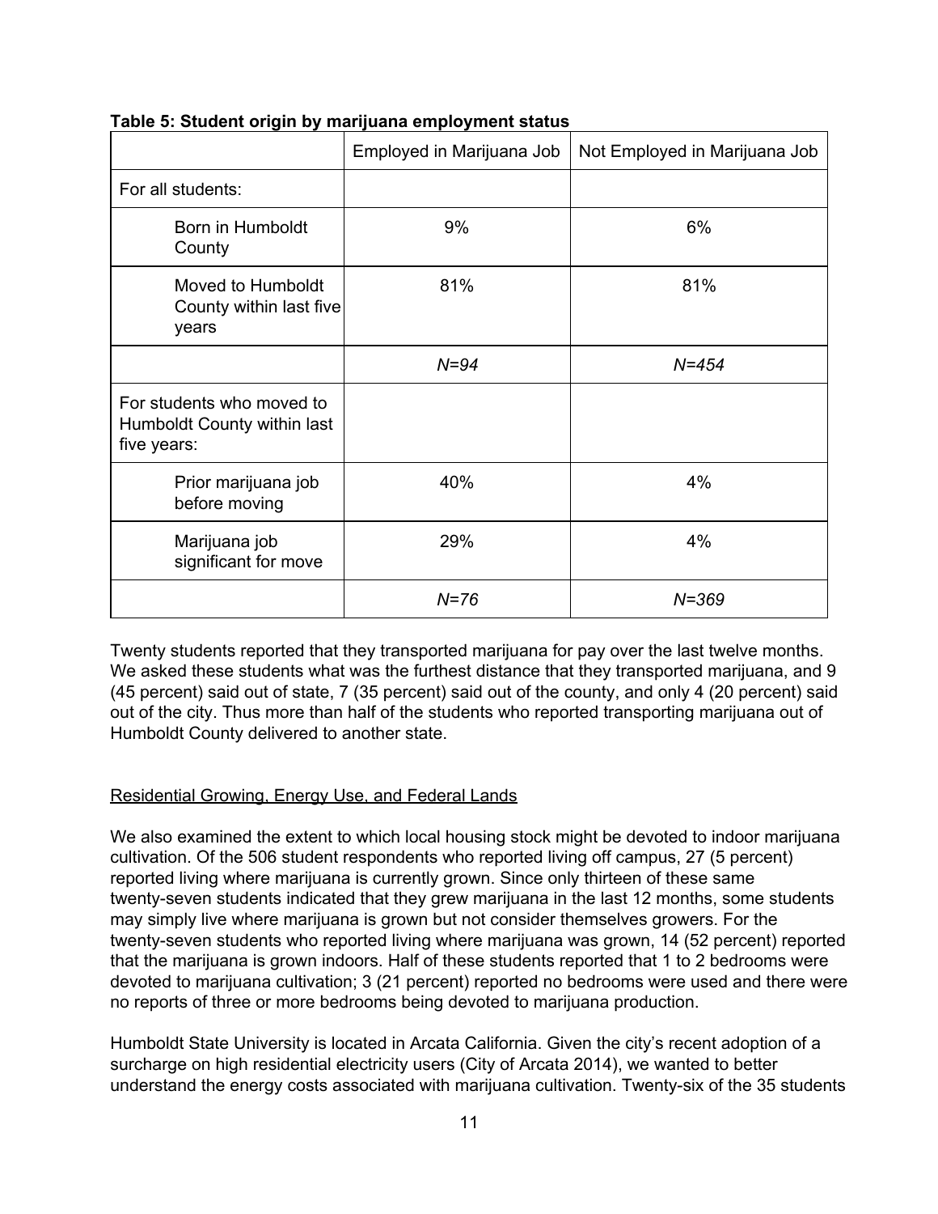**Table 5: Student origin by marijuana employment status**

| | Employed in Marijuana Job | Not Employed in Marijuana Job |
|---|---|---|
| For all students: | | |
| Born in Humboldt County | 9% | 6% |
| Moved to Humboldt County within last five years | 81% | 81% |
| | *N=94* | *N=454* |
| For students who moved to Humboldt County within last five years: | | |
| Prior marijuana job before moving | 40% | 4% |
| Marijuana job significant for move | 29% | 4% |
| | *N=76* | *N=369* |

Twenty students reported that they transported marijuana for pay over the last twelve months. We asked these students what was the furthest distance that they transported marijuana, and 9 (45 percent) said out of state, 7 (35 percent) said out of the county, and only 4 (20 percent) said out of the city. Thus more than half of the students who reported transporting marijuana out of Humboldt County delivered to another state.

Residential Growing, Energy Use, and Federal Lands

We also examined the extent to which local housing stock might be devoted to indoor marijuana cultivation. Of the 506 student respondents who reported living off campus, 27 (5 percent) reported living where marijuana is currently grown. Since only thirteen of these same twenty-seven students indicated that they grew marijuana in the last 12 months, some students may simply live where marijuana is grown but not consider themselves growers. For the twenty-seven students who reported living where marijuana was grown, 14 (52 percent) reported that the marijuana is grown indoors. Half of these students reported that 1 to 2 bedrooms were devoted to marijuana cultivation; 3 (21 percent) reported no bedrooms were used and there were no reports of three or more bedrooms being devoted to marijuana production.

Humboldt State University is located in Arcata California. Given the city's recent adoption of a surcharge on high residential electricity users (City of Arcata 2014), we wanted to better understand the energy costs associated with marijuana cultivation. Twenty-six of the 35 students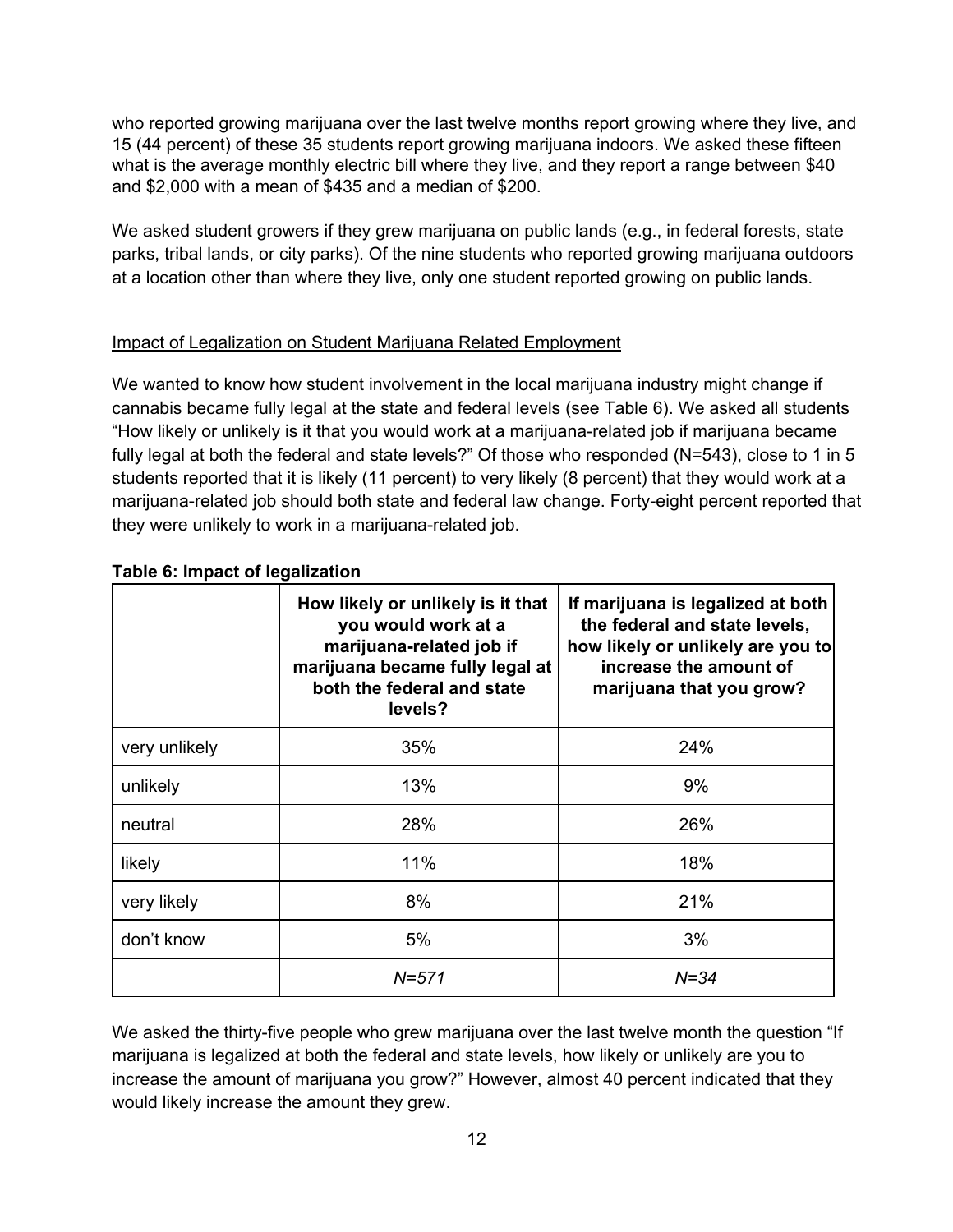who reported growing marijuana over the last twelve months report growing where they live, and 15 (44 percent) of these 35 students report growing marijuana indoors. We asked these fifteen what is the average monthly electric bill where they live, and they report a range between $40 and $2,000 with a mean of $435 and a median of $200.

We asked student growers if they grew marijuana on public lands (e.g., in federal forests, state parks, tribal lands, or city parks). Of the nine students who reported growing marijuana outdoors at a location other than where they live, only one student reported growing on public lands.

Impact of Legalization on Student Marijuana Related Employment

We wanted to know how student involvement in the local marijuana industry might change if cannabis became fully legal at the state and federal levels (see Table 6). We asked all students "How likely or unlikely is it that you would work at a marijuana-related job if marijuana became fully legal at both the federal and state levels?" Of those who responded (N=543), close to 1 in 5 students reported that it is likely (11 percent) to very likely (8 percent) that they would work at a marijuana-related job should both state and federal law change. Forty-eight percent reported that they were unlikely to work in a marijuana-related job.

**Table 6: Impact of legalization**

| | **How likely or unlikely is it that you would work at a marijuana-related job if marijuana became fully legal at both the federal and state levels?** | **If marijuana is legalized at both the federal and state levels, how likely or unlikely are you to increase the amount of marijuana that you grow?** |
|---|---|---|
| very unlikely | 35% | 24% |
| unlikely | 13% | 9% |
| neutral | 28% | 26% |
| likely | 11% | 18% |
| very likely | 8% | 21% |
| don't know | 5% | 3% |
| | *N=571* | *N=34* |

We asked the thirty-five people who grew marijuana over the last twelve month the question "If marijuana is legalized at both the federal and state levels, how likely or unlikely are you to increase the amount of marijuana you grow?" However, almost 40 percent indicated that they would likely increase the amount they grew.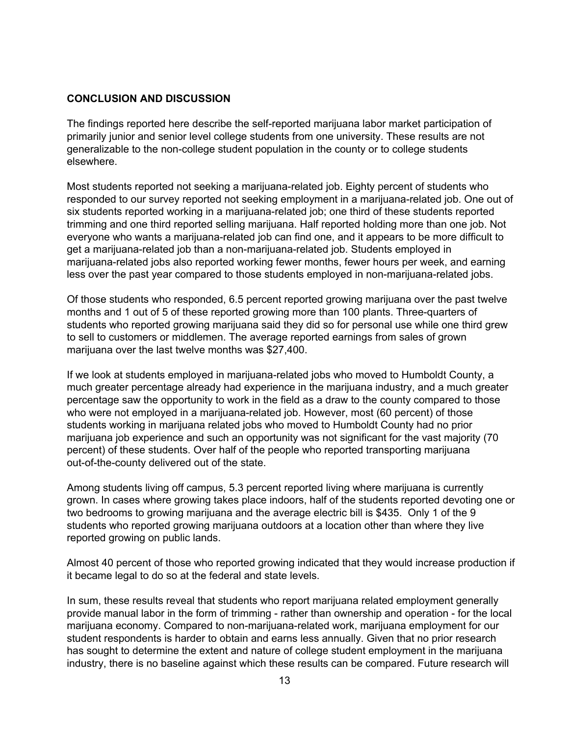## CONCLUSION AND DISCUSSION

The findings reported here describe the self-reported marijuana labor market participation of primarily junior and senior level college students from one university. These results are not generalizable to the non-college student population in the county or to college students elsewhere.

Most students reported not seeking a marijuana-related job. Eighty percent of students who responded to our survey reported not seeking employment in a marijuana-related job. One out of six students reported working in a marijuana-related job; one third of these students reported trimming and one third reported selling marijuana. Half reported holding more than one job. Not everyone who wants a marijuana-related job can find one, and it appears to be more difficult to get a marijuana-related job than a non-marijuana-related job. Students employed in marijuana-related jobs also reported working fewer months, fewer hours per week, and earning less over the past year compared to those students employed in non-marijuana-related jobs.

Of those students who responded, 6.5 percent reported growing marijuana over the past twelve months and 1 out of 5 of these reported growing more than 100 plants. Three-quarters of students who reported growing marijuana said they did so for personal use while one third grew to sell to customers or middlemen. The average reported earnings from sales of grown marijuana over the last twelve months was $27,400.

If we look at students employed in marijuana-related jobs who moved to Humboldt County, a much greater percentage already had experience in the marijuana industry, and a much greater percentage saw the opportunity to work in the field as a draw to the county compared to those who were not employed in a marijuana-related job. However, most (60 percent) of those students working in marijuana related jobs who moved to Humboldt County had no prior marijuana job experience and such an opportunity was not significant for the vast majority (70 percent) of these students. Over half of the people who reported transporting marijuana out-of-the-county delivered out of the state.

Among students living off campus, 5.3 percent reported living where marijuana is currently grown. In cases where growing takes place indoors, half of the students reported devoting one or two bedrooms to growing marijuana and the average electric bill is $435. Only 1 of the 9 students who reported growing marijuana outdoors at a location other than where they live reported growing on public lands.

Almost 40 percent of those who reported growing indicated that they would increase production if it became legal to do so at the federal and state levels.

In sum, these results reveal that students who report marijuana related employment generally provide manual labor in the form of trimming - rather than ownership and operation - for the local marijuana economy. Compared to non-marijuana-related work, marijuana employment for our student respondents is harder to obtain and earns less annually. Given that no prior research has sought to determine the extent and nature of college student employment in the marijuana industry, there is no baseline against which these results can be compared. Future research will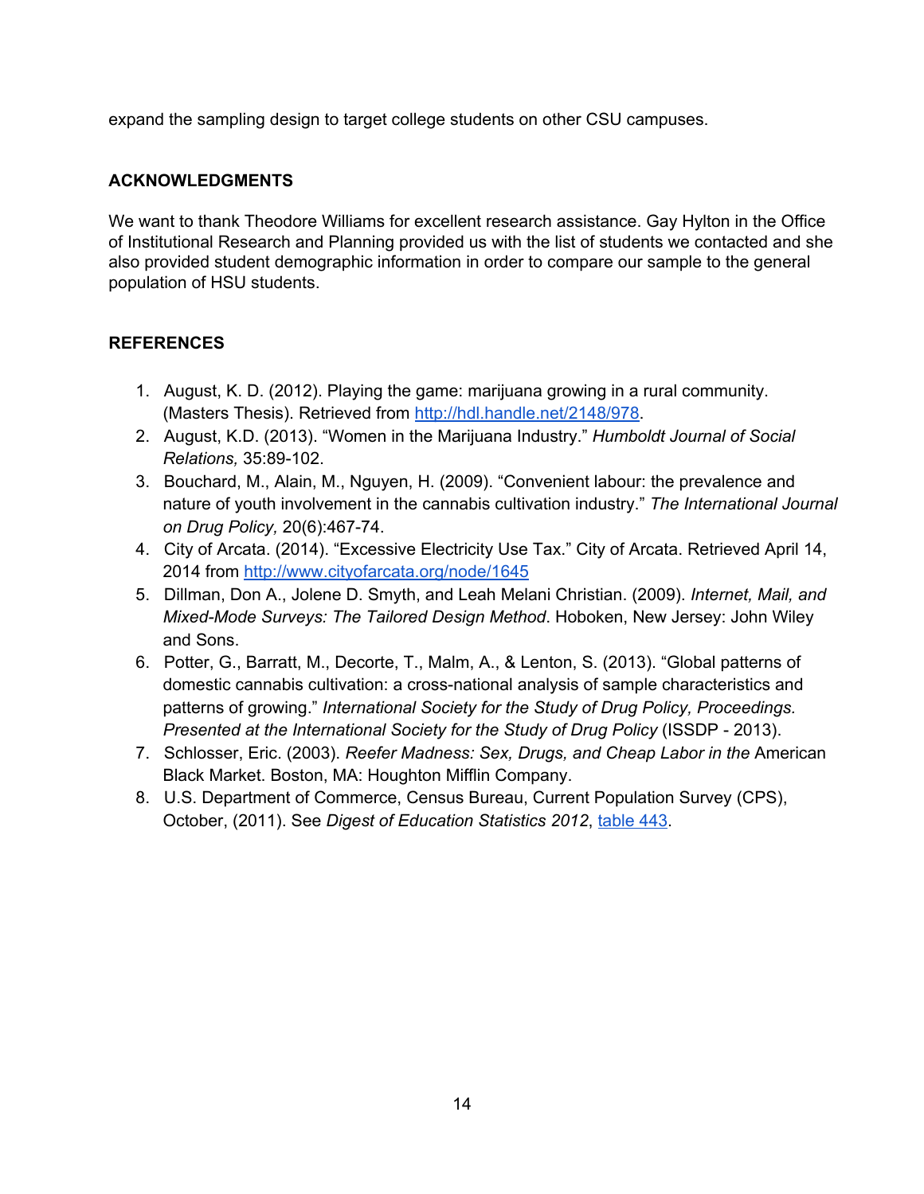expand the sampling design to target college students on other CSU campuses.

## ACKNOWLEDGMENTS

We want to thank Theodore Williams for excellent research assistance. Gay Hylton in the Office of Institutional Research and Planning provided us with the list of students we contacted and she also provided student demographic information in order to compare our sample to the general population of HSU students.

## REFERENCES

1. August, K. D. (2012). Playing the game: marijuana growing in a rural community. (Masters Thesis). Retrieved from [http://hdl.handle.net/2148/978](http://hdl.handle.net/2148/978).
2. August, K.D. (2013). "Women in the Marijuana Industry." *Humboldt Journal of Social Relations,* 35:89-102.
3. Bouchard, M., Alain, M., Nguyen, H. (2009). "Convenient labour: the prevalence and nature of youth involvement in the cannabis cultivation industry." *The International Journal on Drug Policy,* 20(6):467-74.
4. City of Arcata. (2014). "Excessive Electricity Use Tax." City of Arcata. Retrieved April 14, 2014 from [http://www.cityofarcata.org/node/1645](http://www.cityofarcata.org/node/1645)
5. Dillman, Don A., Jolene D. Smyth, and Leah Melani Christian. (2009). *Internet, Mail, and Mixed-Mode Surveys: The Tailored Design Method*. Hoboken, New Jersey: John Wiley and Sons.
6. Potter, G., Barratt, M., Decorte, T., Malm, A., & Lenton, S. (2013). "Global patterns of domestic cannabis cultivation: a cross-national analysis of sample characteristics and patterns of growing." *International Society for the Study of Drug Policy, Proceedings. Presented at the International Society for the Study of Drug Policy* (ISSDP - 2013).
7. Schlosser, Eric. (2003). *Reefer Madness: Sex, Drugs, and Cheap Labor in the* American Black Market. Boston, MA: Houghton Mifflin Company.
8. U.S. Department of Commerce, Census Bureau, Current Population Survey (CPS), October, (2011). See *Digest of Education Statistics 2012*, table 443.